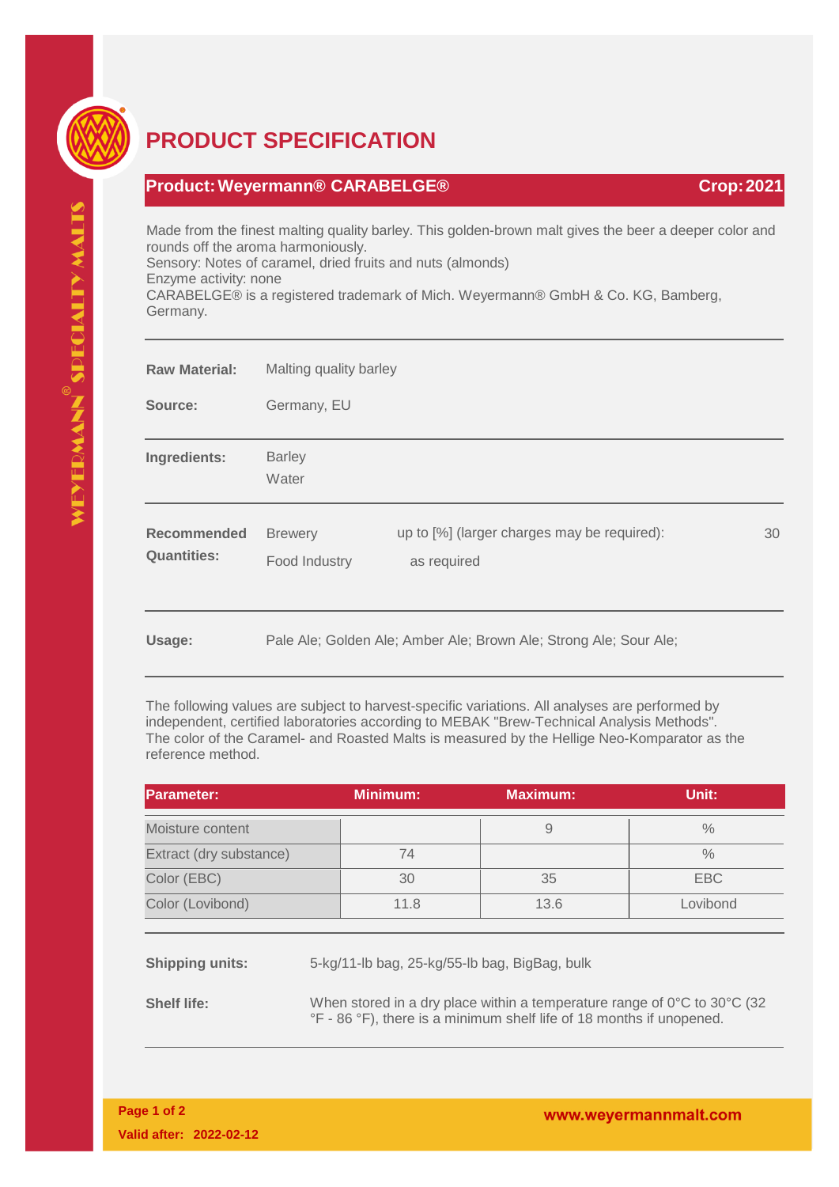# PRODUCT SPECIFICATION

## Product: Weyermann® CARABELGE® — Crop: 2021

Made from the finest malting quality barley. This golden-brown malt gives the beer a deeper color and rounds off the aroma harmoniously.
Sensory: Notes of caramel, dried fruits and nuts (almonds)
Enzyme activity: none
CARABELGE® is a registered trademark of Mich. Weyermann® GmbH & Co. KG, Bamberg, Germany.

**Raw Material:** Malting quality barley

**Source:** Germany, EU

**Ingredients:** Barley, Water

**Recommended Quantities:**

- Brewery: up to [%] (larger charges may be required): 30
- Food Industry: as required

**Usage:** Pale Ale; Golden Ale; Amber Ale; Brown Ale; Strong Ale; Sour Ale;

The following values are subject to harvest-specific variations. All analyses are performed by independent, certified laboratories according to MEBAK "Brew-Technical Analysis Methods". The color of the Caramel- and Roasted Malts is measured by the Hellige Neo-Komparator as the reference method.

| Parameter: | Minimum: | Maximum: | Unit: |
|---|---|---|---|
| Moisture content | | 9 | % |
| Extract (dry substance) | 74 | | % |
| Color (EBC) | 30 | 35 | EBC |
| Color (Lovibond) | 11.8 | 13.6 | Lovibond |

**Shipping units:** 5-kg/11-lb bag, 25-kg/55-lb bag, BigBag, bulk

**Shelf life:** When stored in a dry place within a temperature range of 0°C to 30°C (32 °F - 86 °F), there is a minimum shelf life of 18 months if unopened.

Valid after: 2022-02-12

www.weyermannmalt.com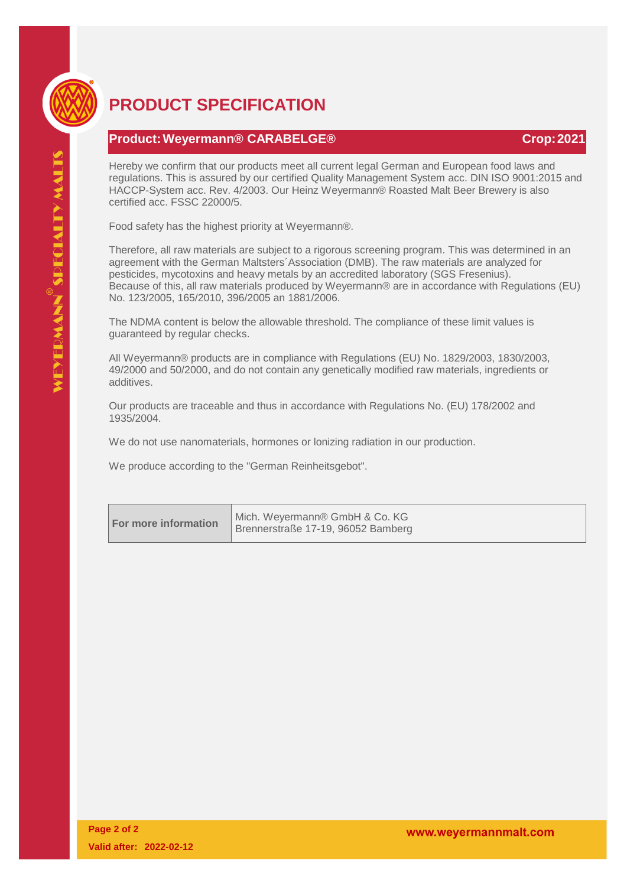# PRODUCT SPECIFICATION

**Product: Weyermann® CARABELGE®** **Crop: 2021**

Hereby we confirm that our products meet all current legal German and European food laws and regulations. This is assured by our certified Quality Management System acc. DIN ISO 9001:2015 and HACCP-System acc. Rev. 4/2003. Our Heinz Weyermann® Roasted Malt Beer Brewery is also certified acc. FSSC 22000/5.

Food safety has the highest priority at Weyermann®.

Therefore, all raw materials are subject to a rigorous screening program. This was determined in an agreement with the German Maltsters´Association (DMB). The raw materials are analyzed for pesticides, mycotoxins and heavy metals by an accredited laboratory (SGS Fresenius). Because of this, all raw materials produced by Weyermann® are in accordance with Regulations (EU) No. 123/2005, 165/2010, 396/2005 an 1881/2006.

The NDMA content is below the allowable threshold. The compliance of these limit values is guaranteed by regular checks.

All Weyermann® products are in compliance with Regulations (EU) No. 1829/2003, 1830/2003, 49/2000 and 50/2000, and do not contain any genetically modified raw materials, ingredients or additives.

Our products are traceable and thus in accordance with Regulations No. (EU) 178/2002 and 1935/2004.

We do not use nanomaterials, hormones or Ionizing radiation in our production.

We produce according to the "German Reinheitsgebot".

| | |
|---|---|
| **For more information** | Mich. Weyermann® GmbH & Co. KG<br>Brennerstraße 17-19, 96052 Bamberg |

**Valid after: 2022-02-12**

www.weyermannmalt.com